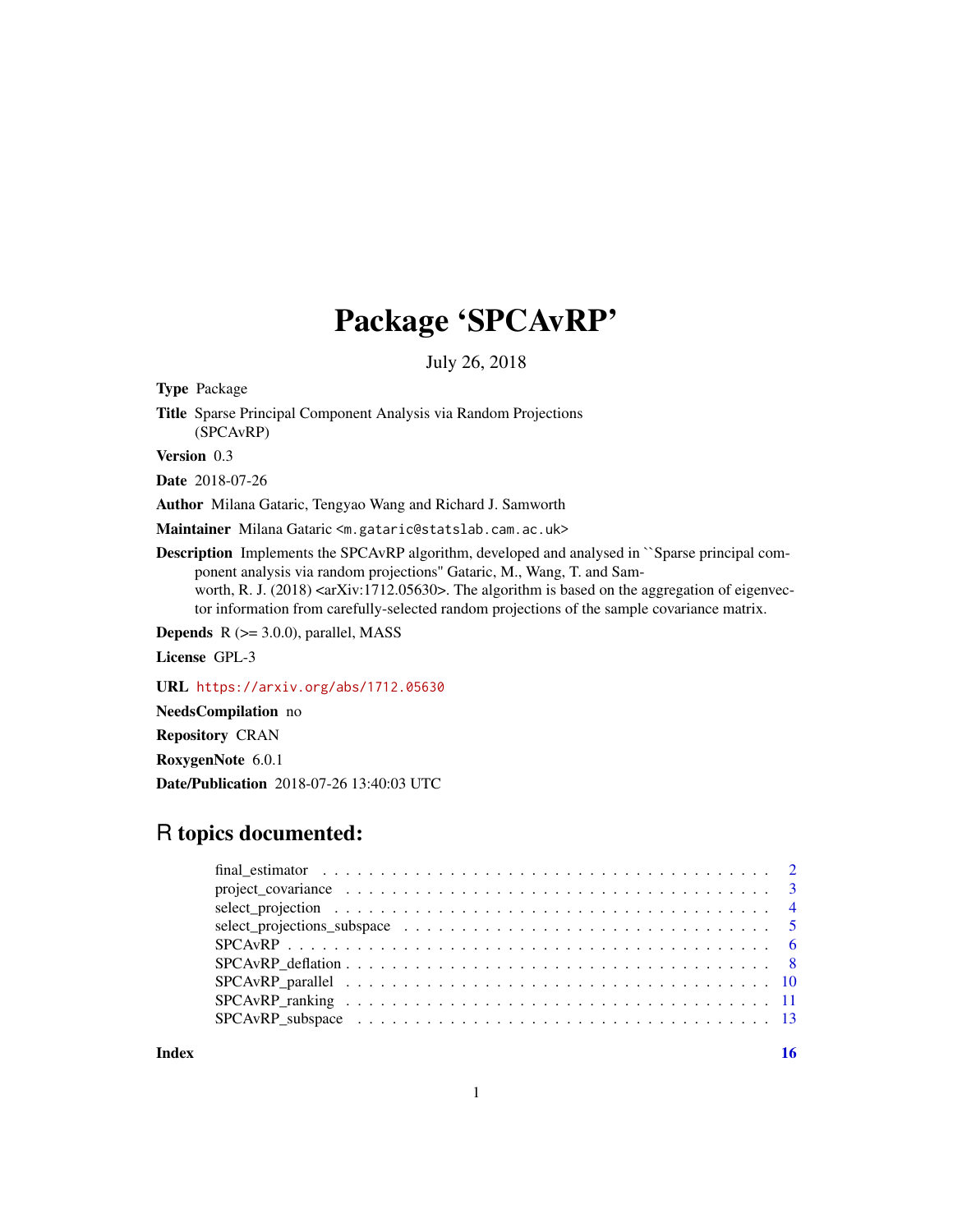# Package 'SPCAvRP'

July 26, 2018

**Type** Package

**Title** Sparse Principal Component Analysis via Random Projections (SPCAvRP)

**Version** 0.3

**Date** 2018-07-26

**Author** Milana Gataric, Tengyao Wang and Richard J. Samworth

**Maintainer** Milana Gataric <m.gataric@statslab.cam.ac.uk>

**Description** Implements the SPCAvRP algorithm, developed and analysed in ``Sparse principal component analysis via random projections'' Gataric, M., Wang, T. and Samworth, R. J. (2018) <arXiv:1712.05630>. The algorithm is based on the aggregation of eigenvector information from carefully-selected random projections of the sample covariance matrix.

**Depends** R (>= 3.0.0), parallel, MASS

**License** GPL-3

**URL** https://arxiv.org/abs/1712.05630

**NeedsCompilation** no

**Repository** CRAN

**RoxygenNote** 6.0.1

**Date/Publication** 2018-07-26 13:40:03 UTC

## R topics documented:

- final_estimator . . . . . . . . . . . . 2
- project_covariance . . . . . . . . . . . . 3
- select_projection . . . . . . . . . . . . 4
- select_projections_subspace . . . . . . . . . . . . 5
- SPCAvRP . . . . . . . . . . . . 6
- SPCAvRP_deflation . . . . . . . . . . . . 8
- SPCAvRP_parallel . . . . . . . . . . . . 10
- SPCAvRP_ranking . . . . . . . . . . . . 11
- SPCAvRP_subspace . . . . . . . . . . . . 13

**Index** 16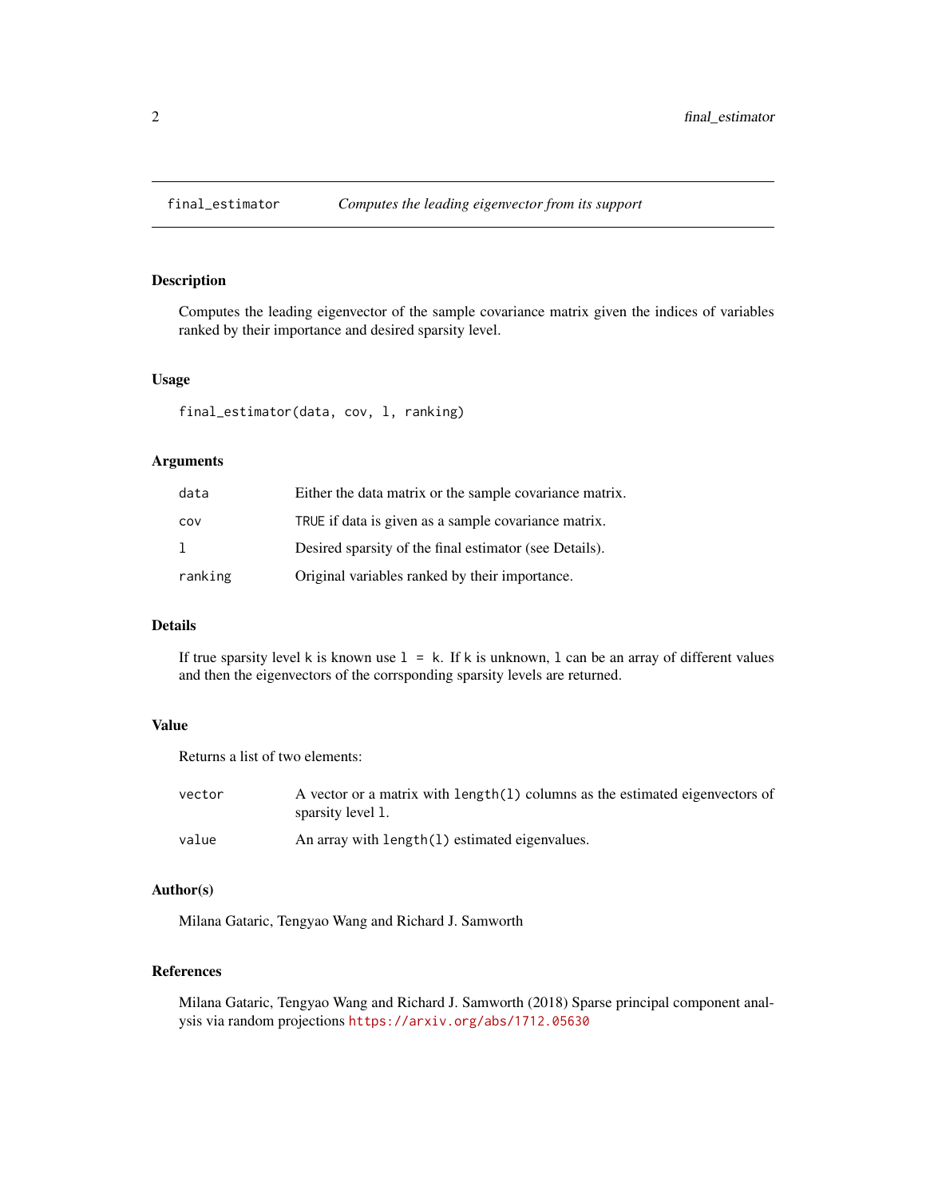# final_estimator — *Computes the leading eigenvector from its support*

## Description

Computes the leading eigenvector of the sample covariance matrix given the indices of variables ranked by their importance and desired sparsity level.

## Usage

```
final_estimator(data, cov, l, ranking)
```

## Arguments

| | |
|---|---|
| `data` | Either the data matrix or the sample covariance matrix. |
| `cov` | `TRUE` if data is given as a sample covariance matrix. |
| `l` | Desired sparsity of the final estimator (see Details). |
| `ranking` | Original variables ranked by their importance. |

## Details

If true sparsity level `k` is known use `l = k`. If `k` is unknown, `l` can be an array of different values and then the eigenvectors of the corrsponding sparsity levels are returned.

## Value

Returns a list of two elements:

| | |
|---|---|
| `vector` | A vector or a matrix with `length(l)` columns as the estimated eigenvectors of sparsity level `l`. |
| `value` | An array with `length(l)` estimated eigenvalues. |

## Author(s)

Milana Gataric, Tengyao Wang and Richard J. Samworth

## References

Milana Gataric, Tengyao Wang and Richard J. Samworth (2018) Sparse principal component analysis via random projections https://arxiv.org/abs/1712.05630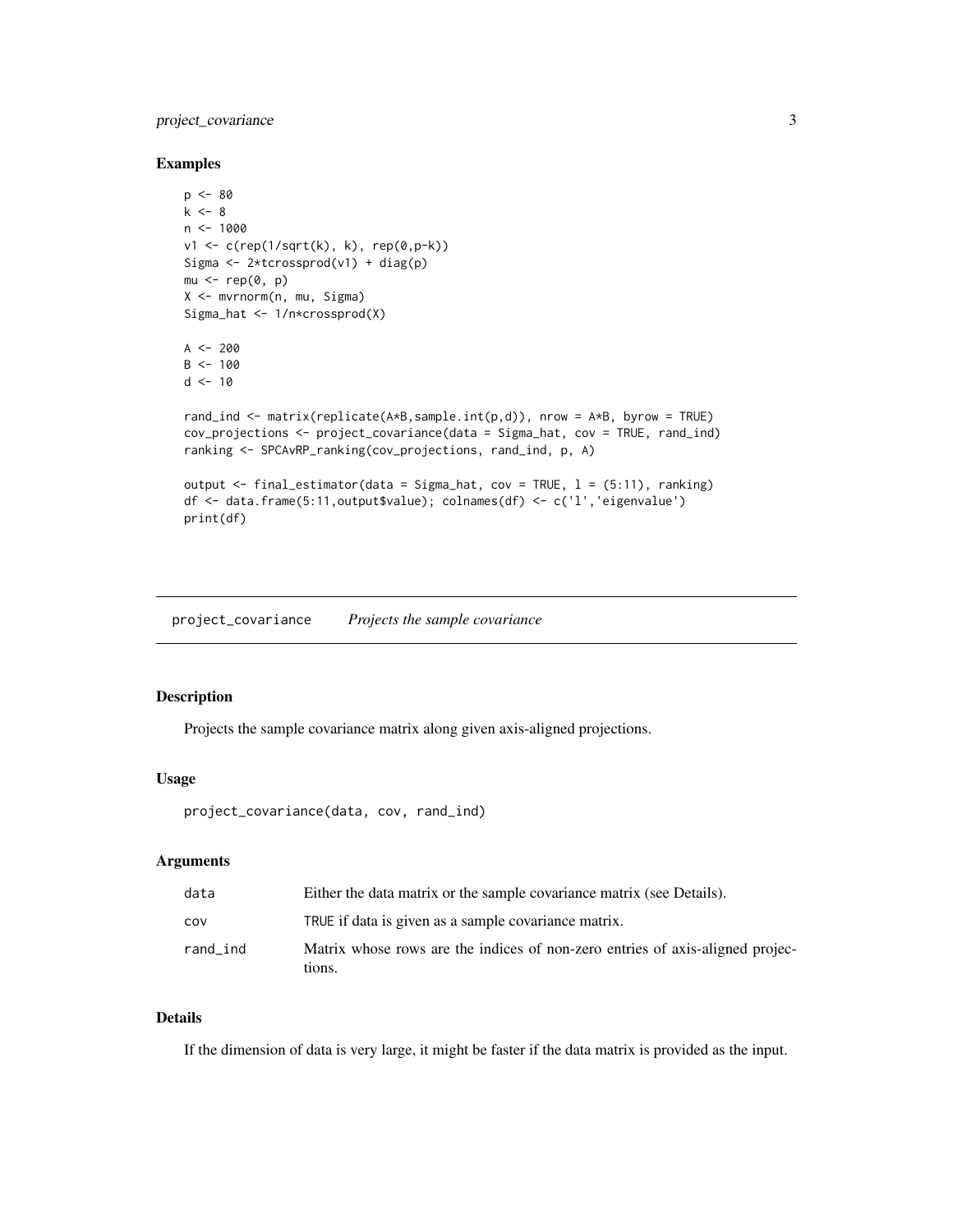### Examples

```
p <- 80
k <- 8
n <- 1000
v1 <- c(rep(1/sqrt(k), k), rep(0,p-k))
Sigma <- 2*tcrossprod(v1) + diag(p)
mu <- rep(0, p)
X <- mvrnorm(n, mu, Sigma)
Sigma_hat <- 1/n*crossprod(X)

A <- 200
B <- 100
d <- 10

rand_ind <- matrix(replicate(A*B,sample.int(p,d)), nrow = A*B, byrow = TRUE)
cov_projections <- project_covariance(data = Sigma_hat, cov = TRUE, rand_ind)
ranking <- SPCAvRP_ranking(cov_projections, rand_ind, p, A)

output <- final_estimator(data = Sigma_hat, cov = TRUE, l = (5:11), ranking)
df <- data.frame(5:11,output$value); colnames(df) <- c('l','eigenvalue')
print(df)
```

---

## project_covariance *Projects the sample covariance*

### Description

Projects the sample covariance matrix along given axis-aligned projections.

### Usage

```
project_covariance(data, cov, rand_ind)
```

### Arguments

| | |
|---|---|
| data | Either the data matrix or the sample covariance matrix (see Details). |
| cov | TRUE if data is given as a sample covariance matrix. |
| rand_ind | Matrix whose rows are the indices of non-zero entries of axis-aligned projections. |

### Details

If the dimension of data is very large, it might be faster if the data matrix is provided as the input.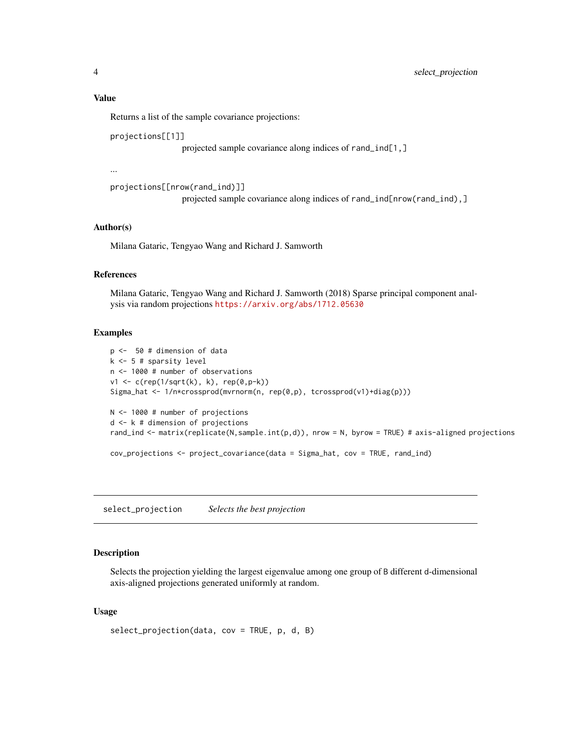### Value

Returns a list of the sample covariance projections:

`projections[[1]]`
: projected sample covariance along indices of `rand_ind[1,]`

...

`projections[[nrow(rand_ind)]]`
: projected sample covariance along indices of `rand_ind[nrow(rand_ind),]`

### Author(s)

Milana Gataric, Tengyao Wang and Richard J. Samworth

### References

Milana Gataric, Tengyao Wang and Richard J. Samworth (2018) Sparse principal component analysis via random projections https://arxiv.org/abs/1712.05630

### Examples

```
p <-  50 # dimension of data
k <- 5 # sparsity level
n <- 1000 # number of observations
v1 <- c(rep(1/sqrt(k), k), rep(0,p-k))
Sigma_hat <- 1/n*crossprod(mvrnorm(n, rep(0,p), tcrossprod(v1)+diag(p)))

N <- 1000 # number of projections
d <- k # dimension of projections
rand_ind <- matrix(replicate(N,sample.int(p,d)), nrow = N, byrow = TRUE) # axis-aligned projections

cov_projections <- project_covariance(data = Sigma_hat, cov = TRUE, rand_ind)
```

---

## select_projection *Selects the best projection*

---

### Description

Selects the projection yielding the largest eigenvalue among one group of B different d-dimensional axis-aligned projections generated uniformly at random.

### Usage

```
select_projection(data, cov = TRUE, p, d, B)
```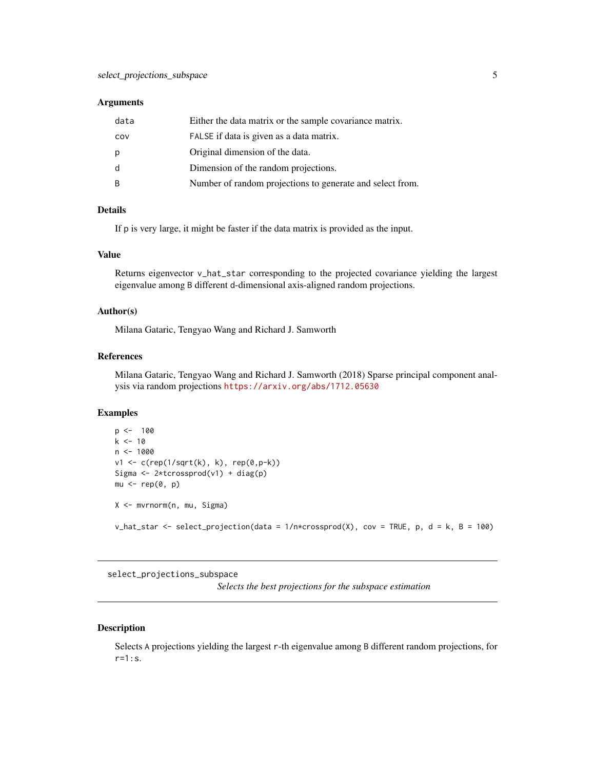### Arguments

| | |
|---|---|
| data | Either the data matrix or the sample covariance matrix. |
| cov | FALSE if data is given as a data matrix. |
| p | Original dimension of the data. |
| d | Dimension of the random projections. |
| B | Number of random projections to generate and select from. |

### Details

If p is very large, it might be faster if the data matrix is provided as the input.

### Value

Returns eigenvector v_hat_star corresponding to the projected covariance yielding the largest eigenvalue among B different d-dimensional axis-aligned random projections.

### Author(s)

Milana Gataric, Tengyao Wang and Richard J. Samworth

### References

Milana Gataric, Tengyao Wang and Richard J. Samworth (2018) Sparse principal component analysis via random projections https://arxiv.org/abs/1712.05630

### Examples

```
p <-  100
k <- 10
n <- 1000
v1 <- c(rep(1/sqrt(k), k), rep(0,p-k))
Sigma <- 2*tcrossprod(v1) + diag(p)
mu <- rep(0, p)

X <- mvrnorm(n, mu, Sigma)

v_hat_star <- select_projection(data = 1/n*crossprod(X), cov = TRUE, p, d = k, B = 100)
```

---

## select_projections_subspace

*Selects the best projections for the subspace estimation*

---

### Description

Selects A projections yielding the largest r-th eigenvalue among B different random projections, for r=1:s.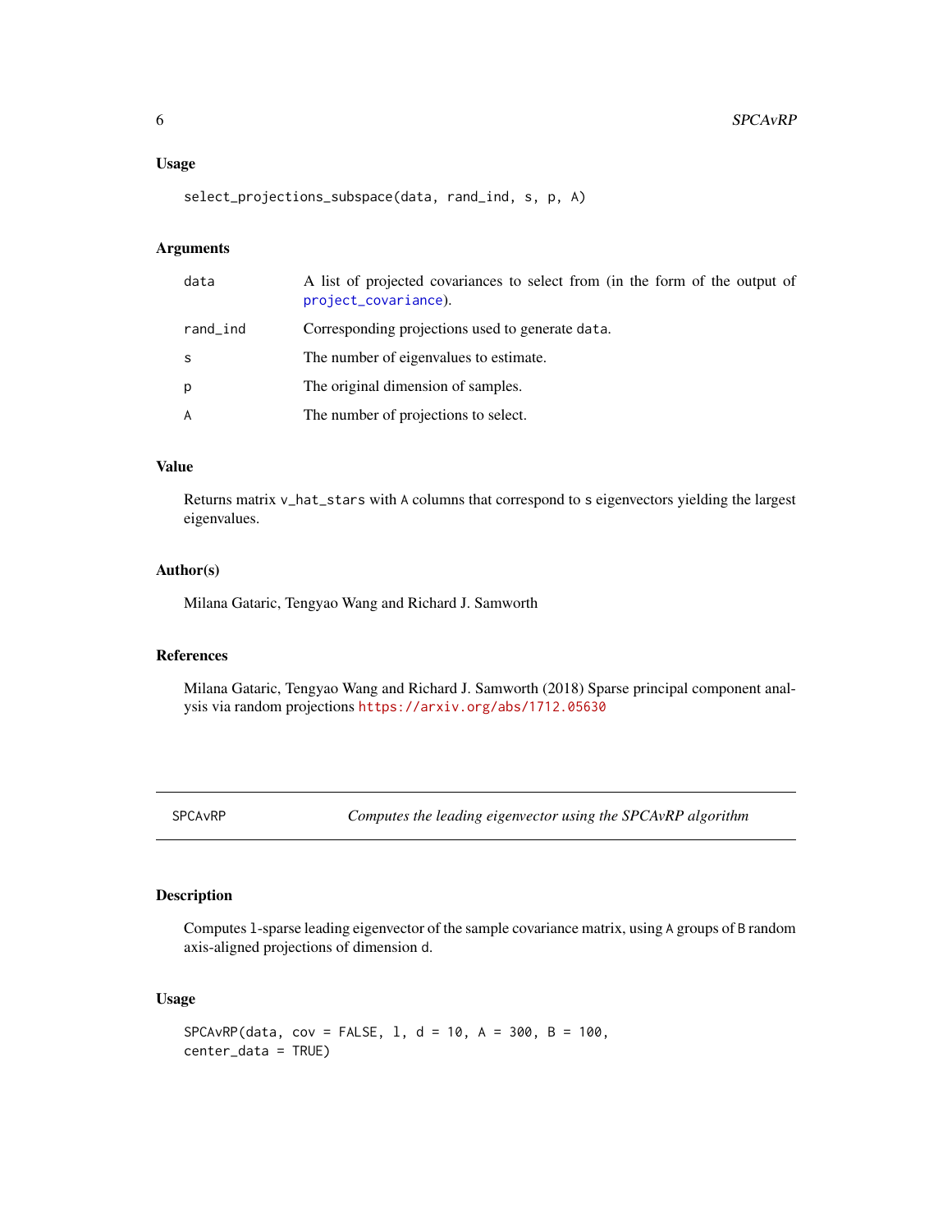### Usage

```
select_projections_subspace(data, rand_ind, s, p, A)
```

### Arguments

| | |
|---|---|
| data | A list of projected covariances to select from (in the form of the output of project_covariance). |
| rand_ind | Corresponding projections used to generate data. |
| s | The number of eigenvalues to estimate. |
| p | The original dimension of samples. |
| A | The number of projections to select. |

### Value

Returns matrix v_hat_stars with A columns that correspond to s eigenvectors yielding the largest eigenvalues.

### Author(s)

Milana Gataric, Tengyao Wang and Richard J. Samworth

### References

Milana Gataric, Tengyao Wang and Richard J. Samworth (2018) Sparse principal component analysis via random projections https://arxiv.org/abs/1712.05630

---

## SPCAvRP — *Computes the leading eigenvector using the SPCAvRP algorithm*

### Description

Computes l-sparse leading eigenvector of the sample covariance matrix, using A groups of B random axis-aligned projections of dimension d.

### Usage

```
SPCAvRP(data, cov = FALSE, l, d = 10, A = 300, B = 100,
center_data = TRUE)
```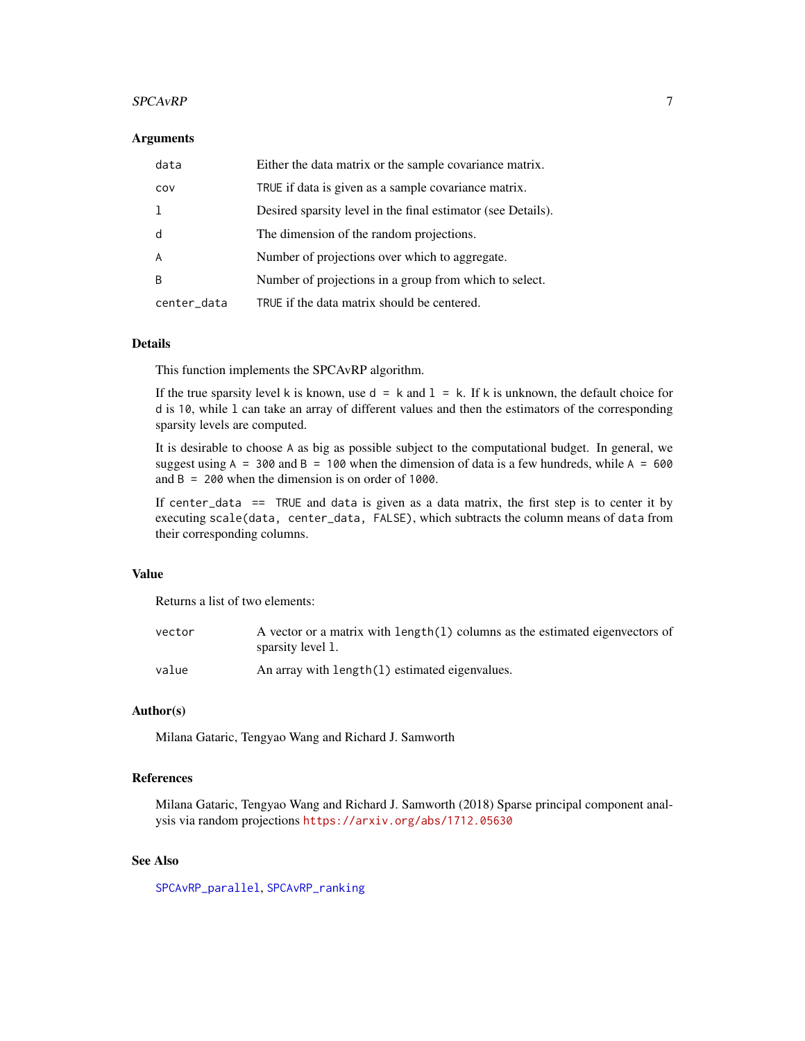### Arguments

| | |
|---|---|
| `data` | Either the data matrix or the sample covariance matrix. |
| `cov` | `TRUE` if data is given as a sample covariance matrix. |
| `l` | Desired sparsity level in the final estimator (see Details). |
| `d` | The dimension of the random projections. |
| `A` | Number of projections over which to aggregate. |
| `B` | Number of projections in a group from which to select. |
| `center_data` | `TRUE` if the data matrix should be centered. |

### Details

This function implements the SPCAvRP algorithm.

If the true sparsity level `k` is known, use `d = k` and `l = k`. If `k` is unknown, the default choice for `d` is `10`, while `l` can take an array of different values and then the estimators of the corresponding sparsity levels are computed.

It is desirable to choose `A` as big as possible subject to the computational budget. In general, we suggest using `A = 300` and `B = 100` when the dimension of data is a few hundreds, while `A = 600` and `B = 200` when the dimension is on order of `1000`.

If `center_data == TRUE` and `data` is given as a data matrix, the first step is to center it by executing `scale(data, center_data, FALSE)`, which subtracts the column means of `data` from their corresponding columns.

### Value

Returns a list of two elements:

| | |
|---|---|
| `vector` | A vector or a matrix with `length(l)` columns as the estimated eigenvectors of sparsity level `l`. |
| `value` | An array with `length(l)` estimated eigenvalues. |

### Author(s)

Milana Gataric, Tengyao Wang and Richard J. Samworth

### References

Milana Gataric, Tengyao Wang and Richard J. Samworth (2018) Sparse principal component analysis via random projections https://arxiv.org/abs/1712.05630

### See Also

`SPCAvRP_parallel`, `SPCAvRP_ranking`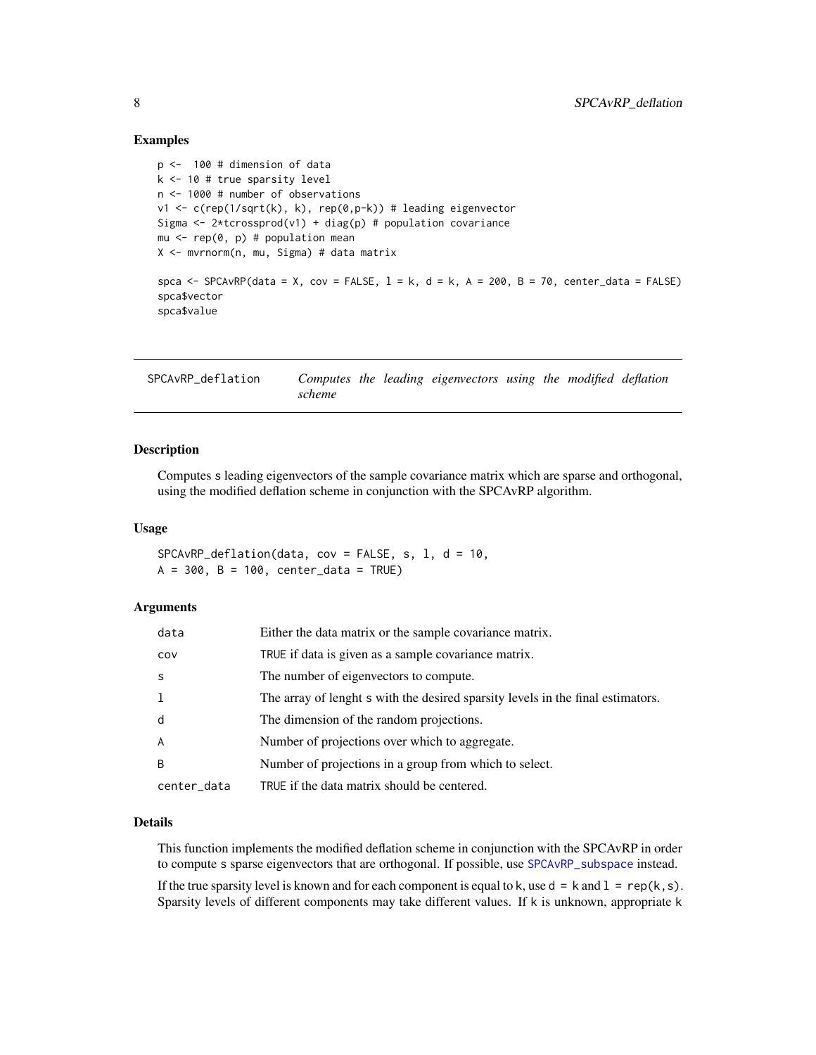## Examples

```
p <-  100 # dimension of data
k <- 10 # true sparsity level
n <- 1000 # number of observations
v1 <- c(rep(1/sqrt(k), k), rep(0,p-k)) # leading eigenvector
Sigma <- 2*tcrossprod(v1) + diag(p) # population covariance
mu <- rep(0, p) # population mean
X <- mvrnorm(n, mu, Sigma) # data matrix

spca <- SPCAvRP(data = X, cov = FALSE, l = k, d = k, A = 200, B = 70, center_data = FALSE)
spca$vector
spca$value
```

---

# SPCAvRP_deflation — *Computes the leading eigenvectors using the modified deflation scheme*

---

## Description

Computes s leading eigenvectors of the sample covariance matrix which are sparse and orthogonal, using the modified deflation scheme in conjunction with the SPCAvRP algorithm.

## Usage

```
SPCAvRP_deflation(data, cov = FALSE, s, l, d = 10,
A = 300, B = 100, center_data = TRUE)
```

## Arguments

| | |
|---|---|
| `data` | Either the data matrix or the sample covariance matrix. |
| `cov` | `TRUE` if data is given as a sample covariance matrix. |
| `s` | The number of eigenvectors to compute. |
| `l` | The array of lenght `s` with the desired sparsity levels in the final estimators. |
| `d` | The dimension of the random projections. |
| `A` | Number of projections over which to aggregate. |
| `B` | Number of projections in a group from which to select. |
| `center_data` | `TRUE` if the data matrix should be centered. |

## Details

This function implements the modified deflation scheme in conjunction with the SPCAvRP in order to compute `s` sparse eigenvectors that are orthogonal. If possible, use `SPCAvRP_subspace` instead.

If the true sparsity level is known and for each component is equal to `k`, use `d = k` and `l = rep(k,s)`. Sparsity levels of different components may take different values. If `k` is unknown, appropriate `k`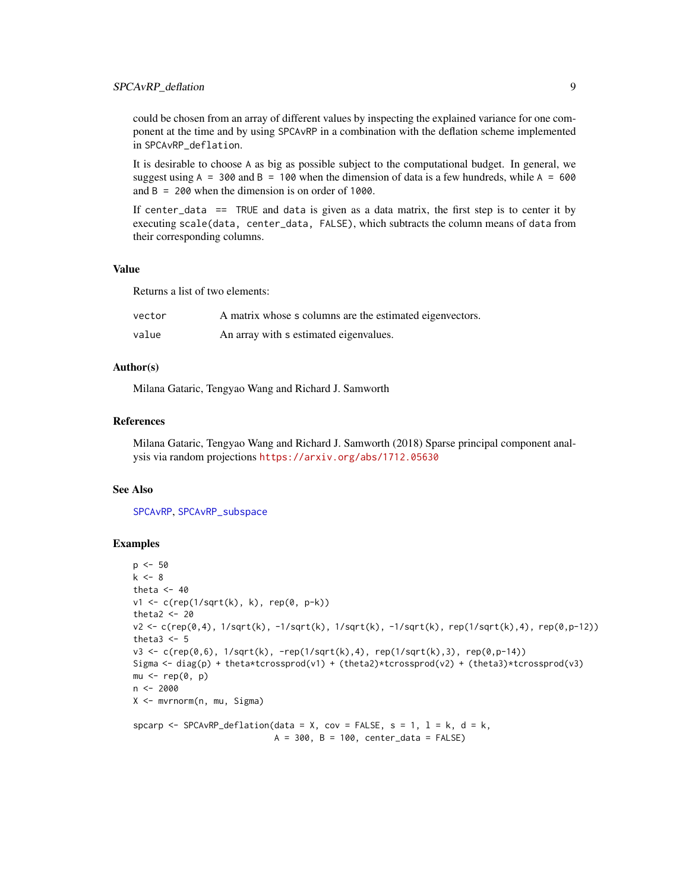could be chosen from an array of different values by inspecting the explained variance for one component at the time and by using `SPCAvRP` in a combination with the deflation scheme implemented in `SPCAvRP_deflation`.

It is desirable to choose `A` as big as possible subject to the computational budget. In general, we suggest using `A = 300` and `B = 100` when the dimension of data is a few hundreds, while `A = 600` and `B = 200` when the dimension is on order of `1000`.

If `center_data == TRUE` and `data` is given as a data matrix, the first step is to center it by executing `scale(data, center_data, FALSE)`, which subtracts the column means of `data` from their corresponding columns.

### Value

Returns a list of two elements:

| | |
|---|---|
| `vector` | A matrix whose s columns are the estimated eigenvectors. |
| `value` | An array with s estimated eigenvalues. |

### Author(s)

Milana Gataric, Tengyao Wang and Richard J. Samworth

### References

Milana Gataric, Tengyao Wang and Richard J. Samworth (2018) Sparse principal component analysis via random projections https://arxiv.org/abs/1712.05630

### See Also

`SPCAvRP`, `SPCAvRP_subspace`

### Examples

```
p <- 50
k <- 8
theta <- 40
v1 <- c(rep(1/sqrt(k), k), rep(0, p-k))
theta2 <- 20
v2 <- c(rep(0,4), 1/sqrt(k), -1/sqrt(k), 1/sqrt(k), -1/sqrt(k), rep(1/sqrt(k),4), rep(0,p-12))
theta3 <- 5
v3 <- c(rep(0,6), 1/sqrt(k), -rep(1/sqrt(k),4), rep(1/sqrt(k),3), rep(0,p-14))
Sigma <- diag(p) + theta*tcrossprod(v1) + (theta2)*tcrossprod(v2) + (theta3)*tcrossprod(v3)
mu <- rep(0, p)
n <- 2000
X <- mvrnorm(n, mu, Sigma)

spcarp <- SPCAvRP_deflation(data = X, cov = FALSE, s = 1, l = k, d = k,
                            A = 300, B = 100, center_data = FALSE)
```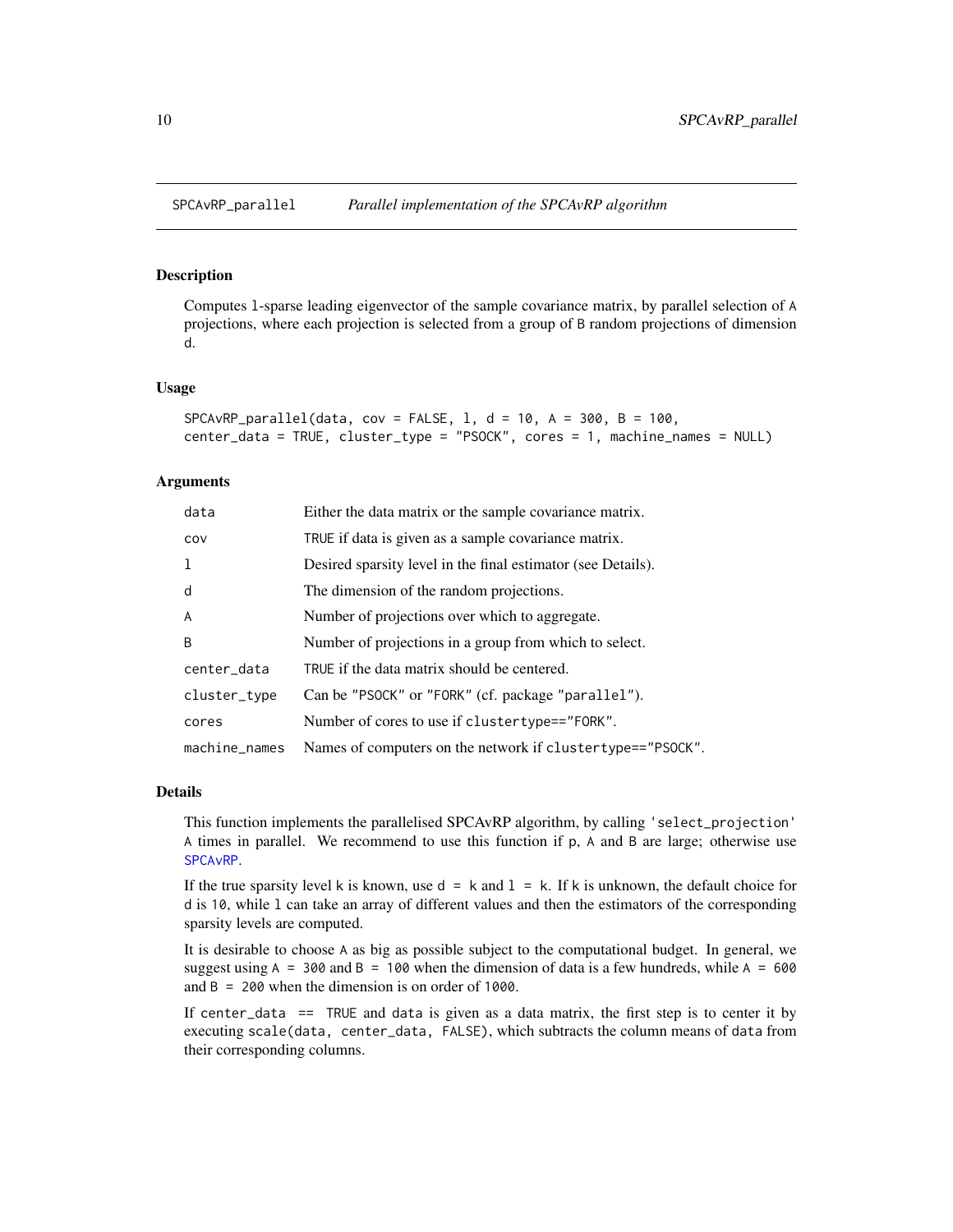## SPCAvRP_parallel — *Parallel implementation of the SPCAvRP algorithm*

### Description

Computes l-sparse leading eigenvector of the sample covariance matrix, by parallel selection of A projections, where each projection is selected from a group of B random projections of dimension d.

### Usage

```
SPCAvRP_parallel(data, cov = FALSE, l, d = 10, A = 300, B = 100,
center_data = TRUE, cluster_type = "PSOCK", cores = 1, machine_names = NULL)
```

### Arguments

| | |
|---|---|
| data | Either the data matrix or the sample covariance matrix. |
| cov | TRUE if data is given as a sample covariance matrix. |
| l | Desired sparsity level in the final estimator (see Details). |
| d | The dimension of the random projections. |
| A | Number of projections over which to aggregate. |
| B | Number of projections in a group from which to select. |
| center_data | TRUE if the data matrix should be centered. |
| cluster_type | Can be "PSOCK" or "FORK" (cf. package "parallel"). |
| cores | Number of cores to use if clustertype=="FORK". |
| machine_names | Names of computers on the network if clustertype=="PSOCK". |

### Details

This function implements the parallelised SPCAvRP algorithm, by calling 'select_projection' A times in parallel. We recommend to use this function if p, A and B are large; otherwise use SPCAvRP.

If the true sparsity level k is known, use d = k and l = k. If k is unknown, the default choice for d is 10, while l can take an array of different values and then the estimators of the corresponding sparsity levels are computed.

It is desirable to choose A as big as possible subject to the computational budget. In general, we suggest using A = 300 and B = 100 when the dimension of data is a few hundreds, while A = 600 and B = 200 when the dimension is on order of 1000.

If center_data == TRUE and data is given as a data matrix, the first step is to center it by executing scale(data, center_data, FALSE), which subtracts the column means of data from their corresponding columns.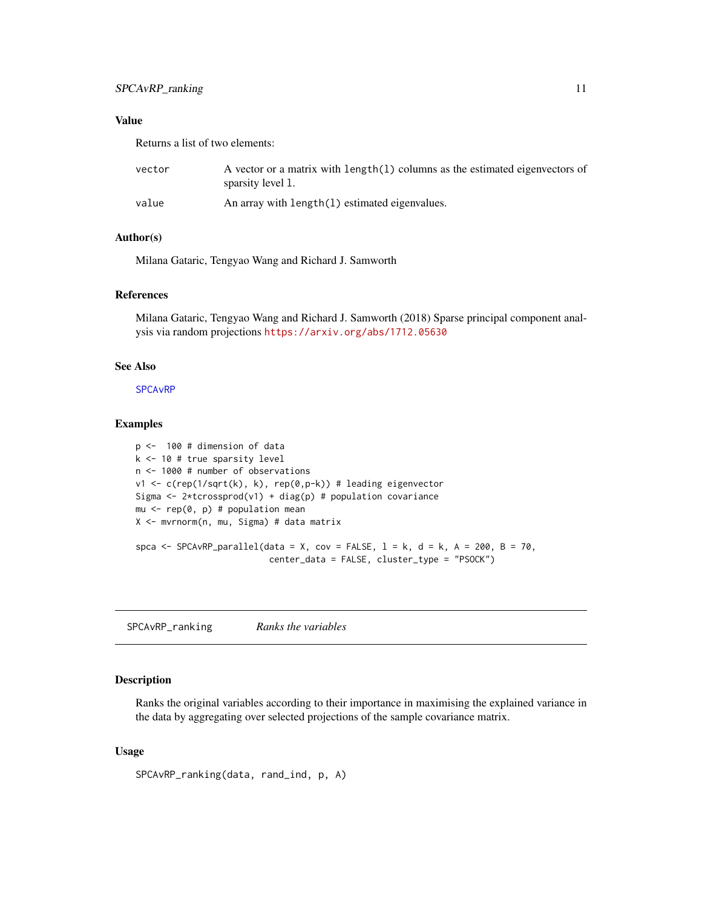### Value

Returns a list of two elements:

| | |
|---|---|
| vector | A vector or a matrix with `length(l)` columns as the estimated eigenvectors of sparsity level `l`. |
| value | An array with `length(l)` estimated eigenvalues. |

### Author(s)

Milana Gataric, Tengyao Wang and Richard J. Samworth

### References

Milana Gataric, Tengyao Wang and Richard J. Samworth (2018) Sparse principal component analysis via random projections https://arxiv.org/abs/1712.05630

### See Also

SPCAvRP

### Examples

```
p <-  100 # dimension of data
k <- 10 # true sparsity level
n <- 1000 # number of observations
v1 <- c(rep(1/sqrt(k), k), rep(0,p-k)) # leading eigenvector
Sigma <- 2*tcrossprod(v1) + diag(p) # population covariance
mu <- rep(0, p) # population mean
X <- mvrnorm(n, mu, Sigma) # data matrix

spca <- SPCAvRP_parallel(data = X, cov = FALSE, l = k, d = k, A = 200, B = 70,
                         center_data = FALSE, cluster_type = "PSOCK")
```

---

## SPCAvRP_ranking    *Ranks the variables*

---

### Description

Ranks the original variables according to their importance in maximising the explained variance in the data by aggregating over selected projections of the sample covariance matrix.

### Usage

```
SPCAvRP_ranking(data, rand_ind, p, A)
```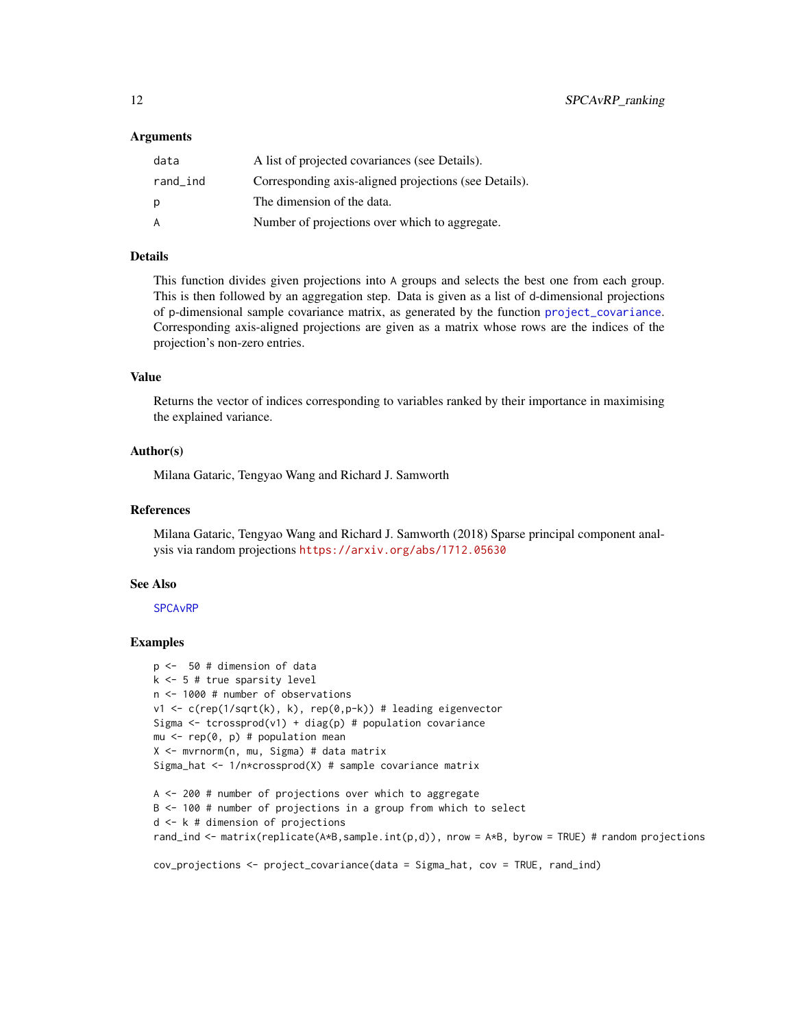### Arguments

| | |
|---|---|
| `data` | A list of projected covariances (see Details). |
| `rand_ind` | Corresponding axis-aligned projections (see Details). |
| `p` | The dimension of the data. |
| `A` | Number of projections over which to aggregate. |

### Details

This function divides given projections into `A` groups and selects the best one from each group. This is then followed by an aggregation step. Data is given as a list of d-dimensional projections of p-dimensional sample covariance matrix, as generated by the function `project_covariance`. Corresponding axis-aligned projections are given as a matrix whose rows are the indices of the projection's non-zero entries.

### Value

Returns the vector of indices corresponding to variables ranked by their importance in maximising the explained variance.

### Author(s)

Milana Gataric, Tengyao Wang and Richard J. Samworth

### References

Milana Gataric, Tengyao Wang and Richard J. Samworth (2018) Sparse principal component analysis via random projections https://arxiv.org/abs/1712.05630

### See Also

`SPCAvRP`

### Examples

```
p <-  50 # dimension of data
k <- 5 # true sparsity level
n <- 1000 # number of observations
v1 <- c(rep(1/sqrt(k), k), rep(0,p-k)) # leading eigenvector
Sigma <- tcrossprod(v1) + diag(p) # population covariance
mu <- rep(0, p) # population mean
X <- mvrnorm(n, mu, Sigma) # data matrix
Sigma_hat <- 1/n*crossprod(X) # sample covariance matrix

A <- 200 # number of projections over which to aggregate
B <- 100 # number of projections in a group from which to select
d <- k # dimension of projections
rand_ind <- matrix(replicate(A*B,sample.int(p,d)), nrow = A*B, byrow = TRUE) # random projections

cov_projections <- project_covariance(data = Sigma_hat, cov = TRUE, rand_ind)
```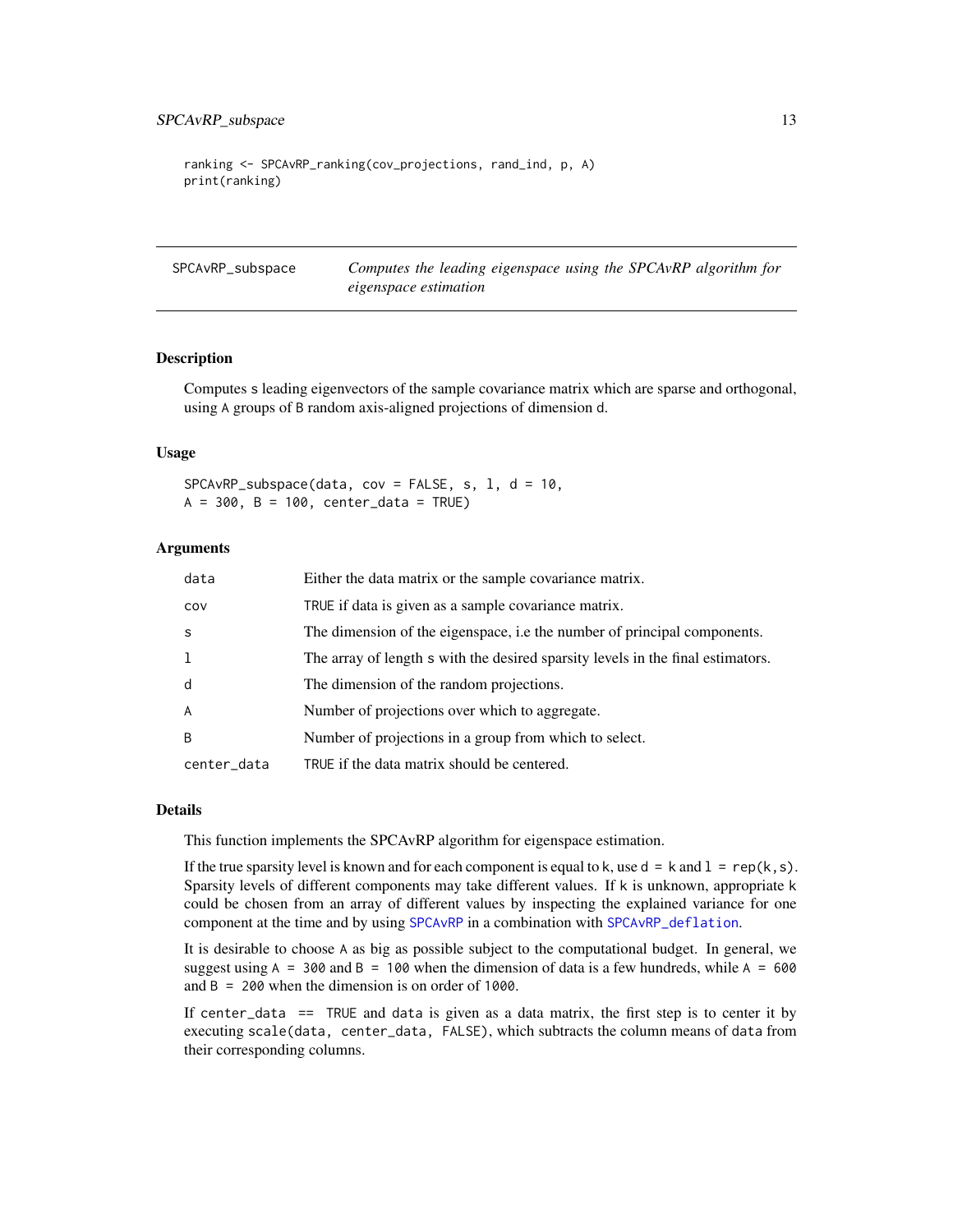```
ranking <- SPCAvRP_ranking(cov_projections, rand_ind, p, A)
print(ranking)
```

---

## SPCAvRP_subspace — *Computes the leading eigenspace using the SPCAvRP algorithm for eigenspace estimation*

---

### Description

Computes s leading eigenvectors of the sample covariance matrix which are sparse and orthogonal, using A groups of B random axis-aligned projections of dimension d.

### Usage

```
SPCAvRP_subspace(data, cov = FALSE, s, l, d = 10,
A = 300, B = 100, center_data = TRUE)
```

### Arguments

| | |
|---|---|
| data | Either the data matrix or the sample covariance matrix. |
| cov | TRUE if data is given as a sample covariance matrix. |
| s | The dimension of the eigenspace, i.e the number of principal components. |
| l | The array of length s with the desired sparsity levels in the final estimators. |
| d | The dimension of the random projections. |
| A | Number of projections over which to aggregate. |
| B | Number of projections in a group from which to select. |
| center_data | TRUE if the data matrix should be centered. |

### Details

This function implements the SPCAvRP algorithm for eigenspace estimation.

If the true sparsity level is known and for each component is equal to k, use d = k and l = rep(k,s). Sparsity levels of different components may take different values. If k is unknown, appropriate k could be chosen from an array of different values by inspecting the explained variance for one component at the time and by using SPCAvRP in a combination with SPCAvRP_deflation.

It is desirable to choose A as big as possible subject to the computational budget. In general, we suggest using A = 300 and B = 100 when the dimension of data is a few hundreds, while A = 600 and B = 200 when the dimension is on order of 1000.

If center_data == TRUE and data is given as a data matrix, the first step is to center it by executing scale(data, center_data, FALSE), which subtracts the column means of data from their corresponding columns.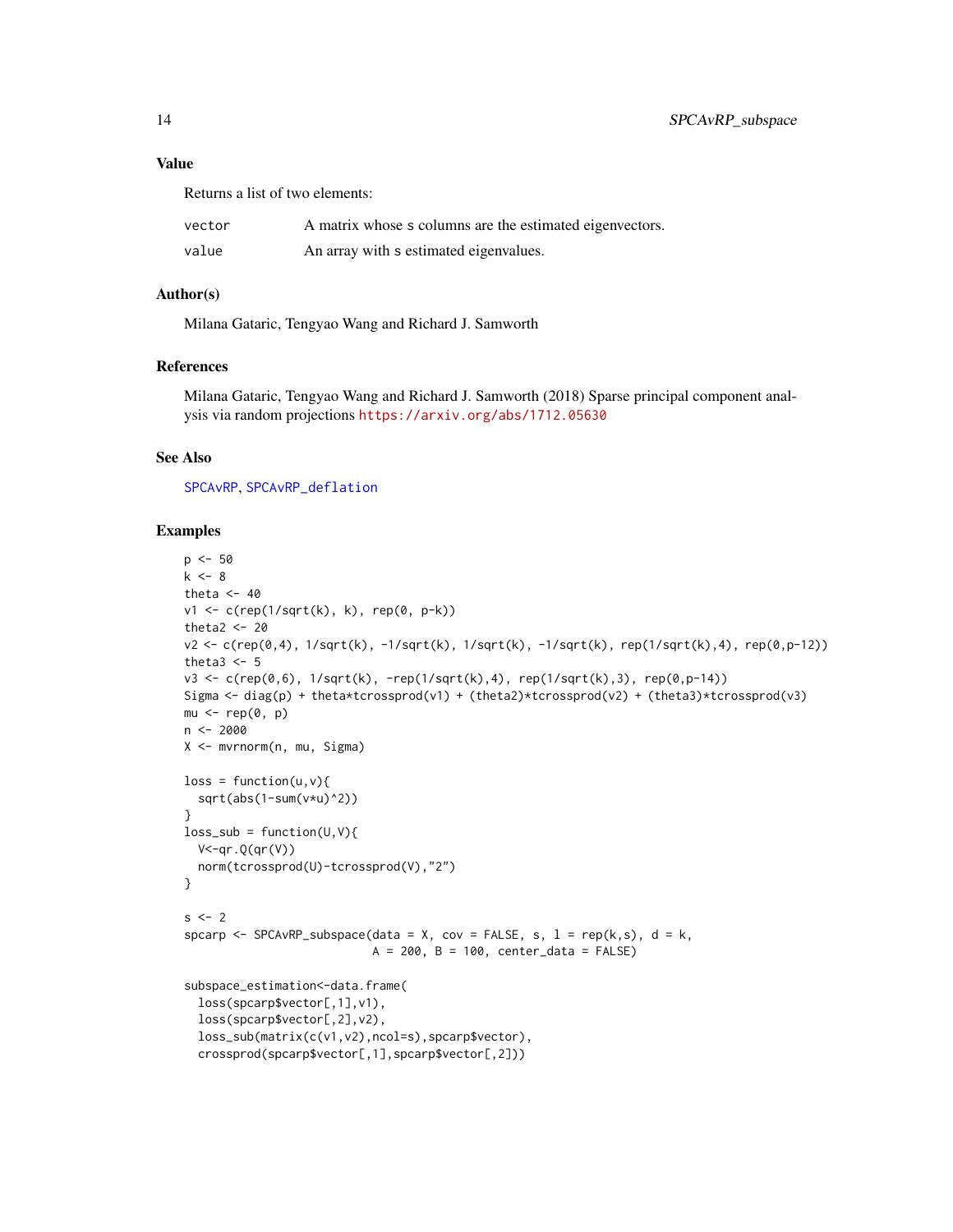## Value

Returns a list of two elements:

| | |
|---|---|
| vector | A matrix whose s columns are the estimated eigenvectors. |
| value | An array with s estimated eigenvalues. |

## Author(s)

Milana Gataric, Tengyao Wang and Richard J. Samworth

## References

Milana Gataric, Tengyao Wang and Richard J. Samworth (2018) Sparse principal component analysis via random projections https://arxiv.org/abs/1712.05630

## See Also

SPCAvRP, SPCAvRP_deflation

## Examples

```
p <- 50
k <- 8
theta <- 40
v1 <- c(rep(1/sqrt(k), k), rep(0, p-k))
theta2 <- 20
v2 <- c(rep(0,4), 1/sqrt(k), -1/sqrt(k), 1/sqrt(k), -1/sqrt(k), rep(1/sqrt(k),4), rep(0,p-12))
theta3 <- 5
v3 <- c(rep(0,6), 1/sqrt(k), -rep(1/sqrt(k),4), rep(1/sqrt(k),3), rep(0,p-14))
Sigma <- diag(p) + theta*tcrossprod(v1) + (theta2)*tcrossprod(v2) + (theta3)*tcrossprod(v3)
mu <- rep(0, p)
n <- 2000
X <- mvrnorm(n, mu, Sigma)

loss = function(u,v){
  sqrt(abs(1-sum(v*u)^2))
}
loss_sub = function(U,V){
  V<-qr.Q(qr(V))
  norm(tcrossprod(U)-tcrossprod(V),"2")
}

s <- 2
spcarp <- SPCAvRP_subspace(data = X, cov = FALSE, s, l = rep(k,s), d = k,
                           A = 200, B = 100, center_data = FALSE)

subspace_estimation<-data.frame(
  loss(spcarp$vector[,1],v1),
  loss(spcarp$vector[,2],v2),
  loss_sub(matrix(c(v1,v2),ncol=s),spcarp$vector),
  crossprod(spcarp$vector[,1],spcarp$vector[,2]))
```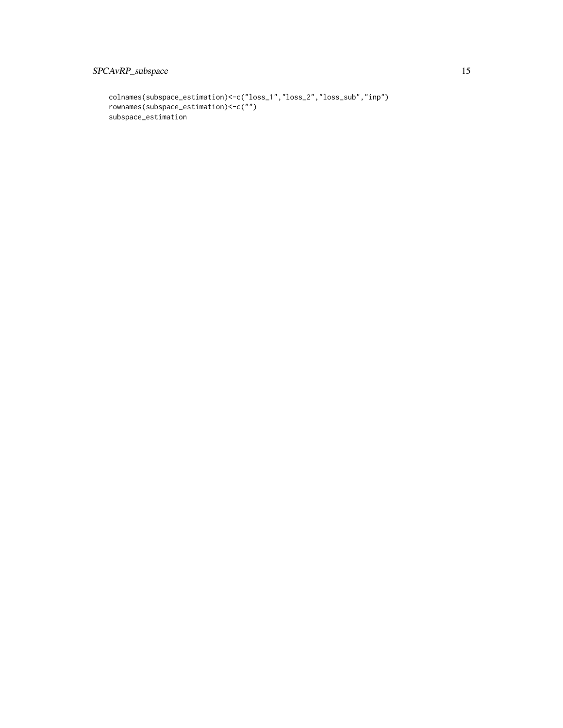```
colnames(subspace_estimation)<-c("loss_1","loss_2","loss_sub","inp")
rownames(subspace_estimation)<-c("")
subspace_estimation
```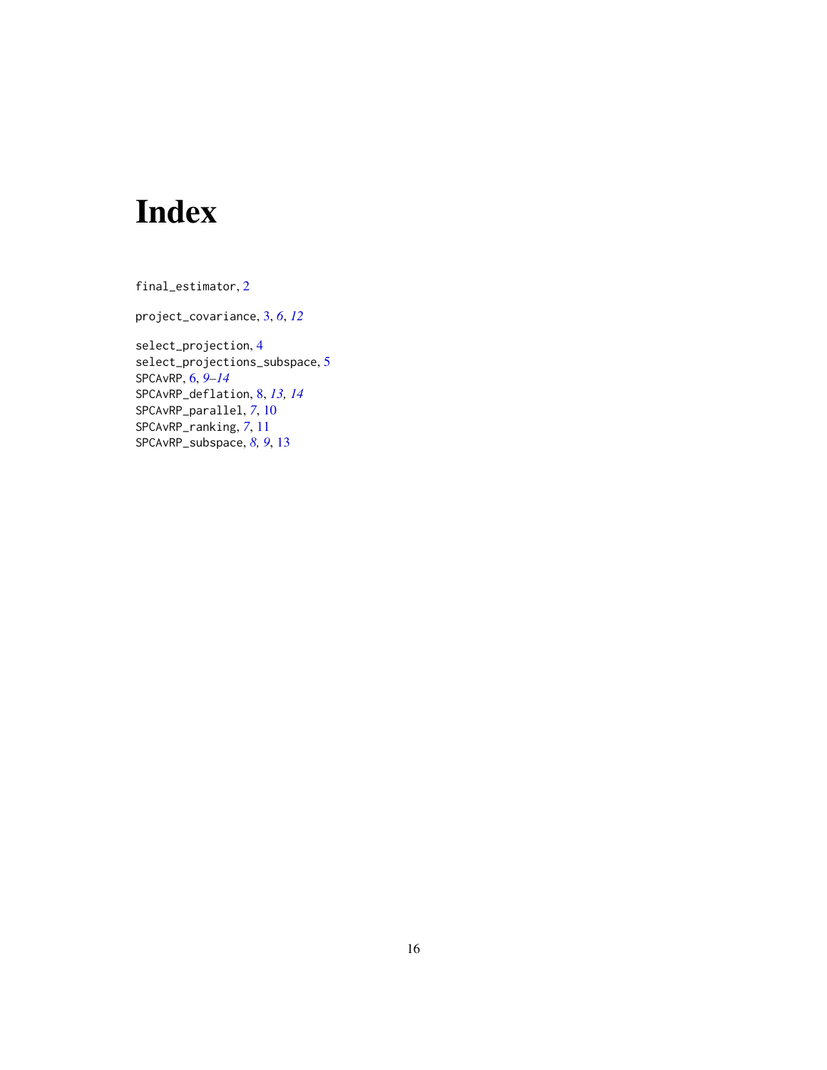# Index

final_estimator, 2

project_covariance, 3, *6*, *12*

select_projection, 4
select_projections_subspace, 5
SPCAvRP, 6, *9–14*
SPCAvRP_deflation, 8, *13, 14*
SPCAvRP_parallel, *7*, 10
SPCAvRP_ranking, *7*, 11
SPCAvRP_subspace, *8, 9*, 13